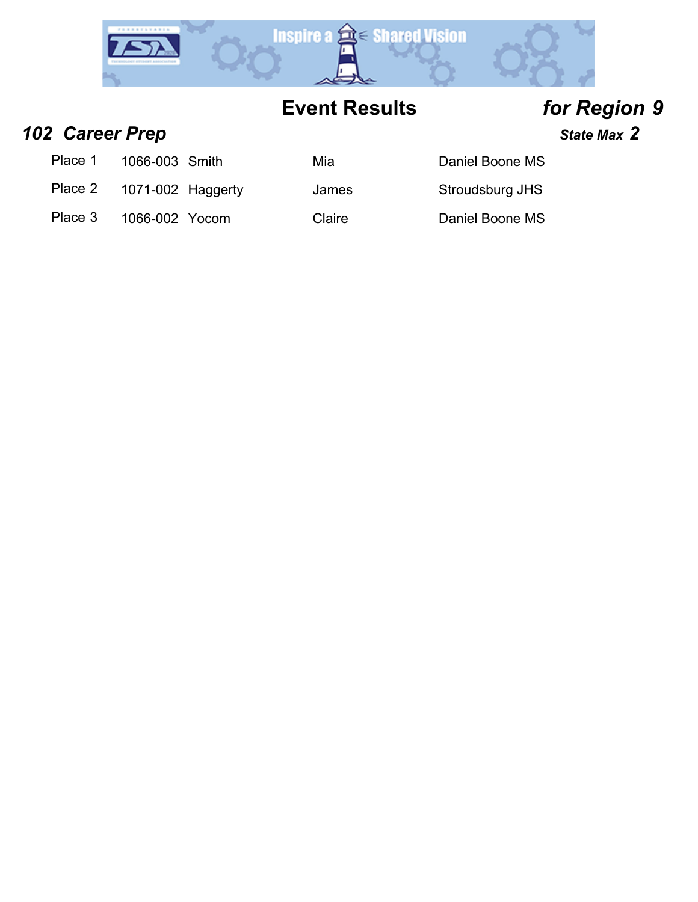# Event Results *for Region 9*

## *102 Career Prep* 

***State Max 2***

| Place | ID | Last Name | First Name | School |
|---|---|---|---|---|
| Place 1 | 1066-003 | Smith | Mia | Daniel Boone MS |
| Place 2 | 1071-002 | Haggerty | James | Stroudsburg JHS |
| Place 3 | 1066-002 | Yocom | Claire | Daniel Boone MS |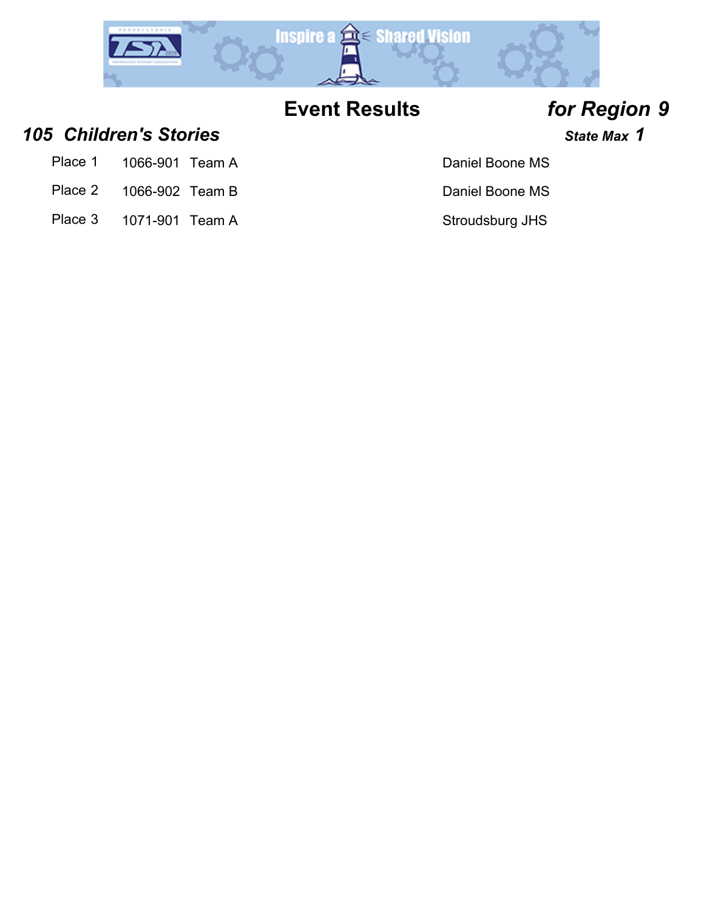# Event Results *for Region 9*

## *105 Children's Stories*

***State Max 1***

| Place | ID | Team | School |
|---|---|---|---|
| Place 1 | 1066-901 | Team A | Daniel Boone MS |
| Place 2 | 1066-902 | Team B | Daniel Boone MS |
| Place 3 | 1071-901 | Team A | Stroudsburg JHS |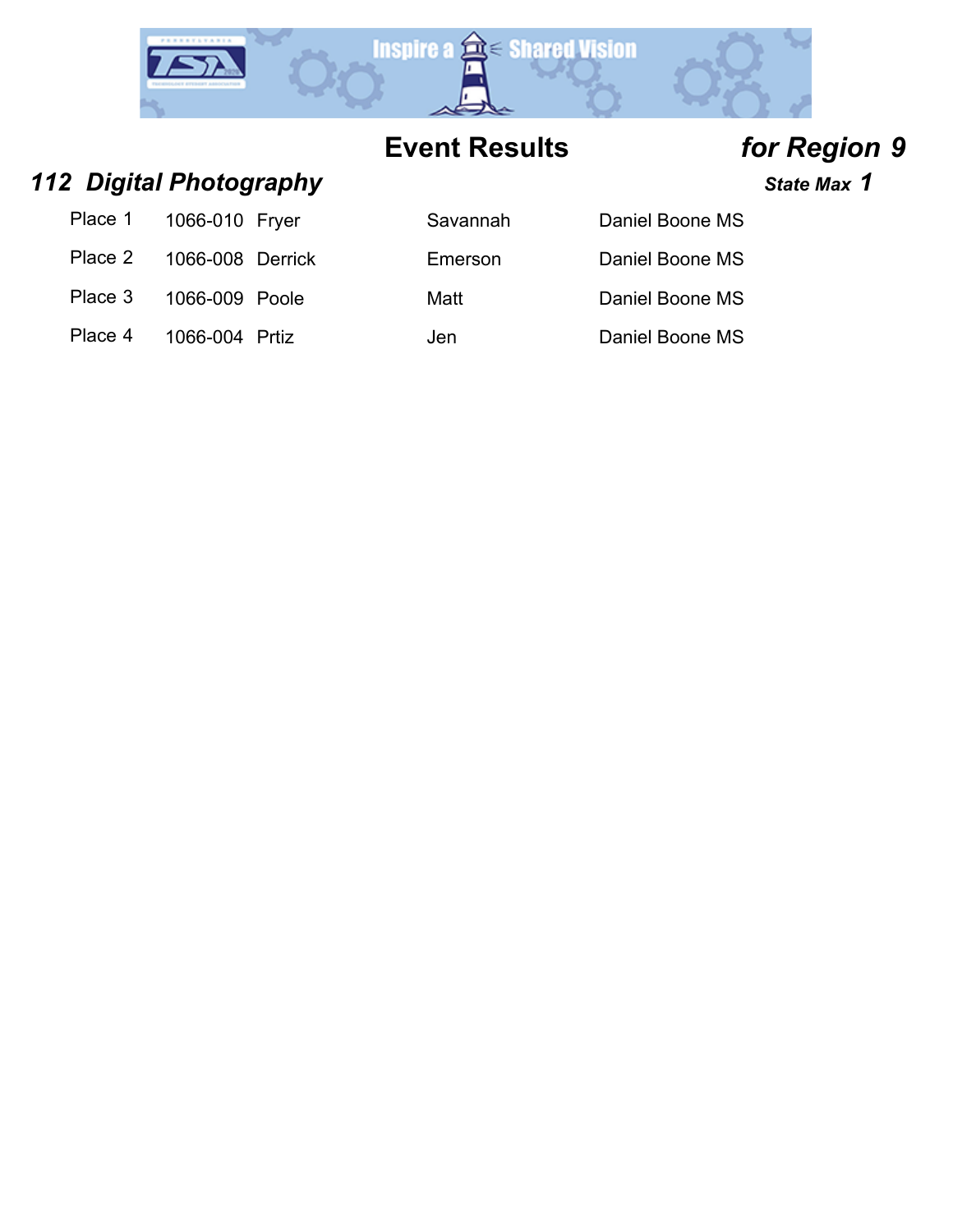## Event Results *for Region 9*

### *112 Digital Photography*

***State Max 1***

| Place | ID | Last Name | First Name | School |
|---|---|---|---|---|
| Place 1 | 1066-010 | Fryer | Savannah | Daniel Boone MS |
| Place 2 | 1066-008 | Derrick | Emerson | Daniel Boone MS |
| Place 3 | 1066-009 | Poole | Matt | Daniel Boone MS |
| Place 4 | 1066-004 | Prtiz | Jen | Daniel Boone MS |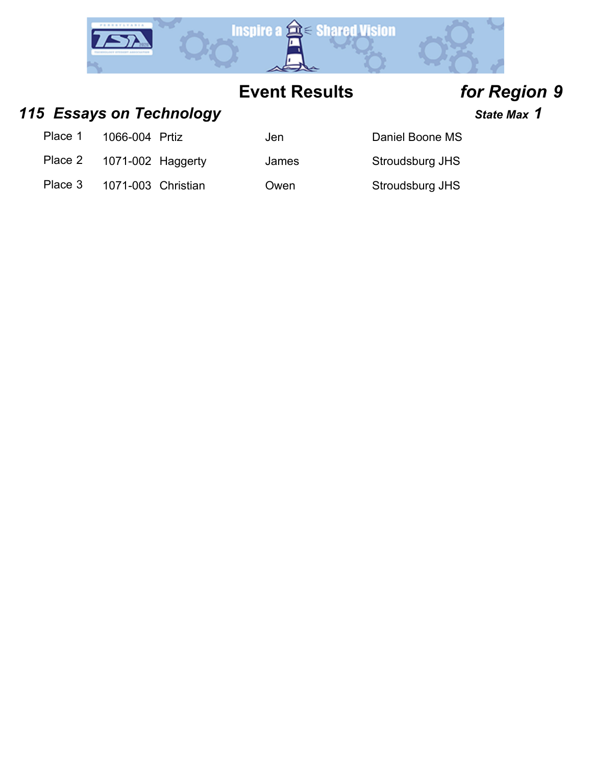## Event Results *for Region 9*

### *115 Essays on Technology* — *State Max 1*

| Place | ID | Last Name | First Name | School |
|---|---|---|---|---|
| Place 1 | 1066-004 | Prtiz | Jen | Daniel Boone MS |
| Place 2 | 1071-002 | Haggerty | James | Stroudsburg JHS |
| Place 3 | 1071-003 | Christian | Owen | Stroudsburg JHS |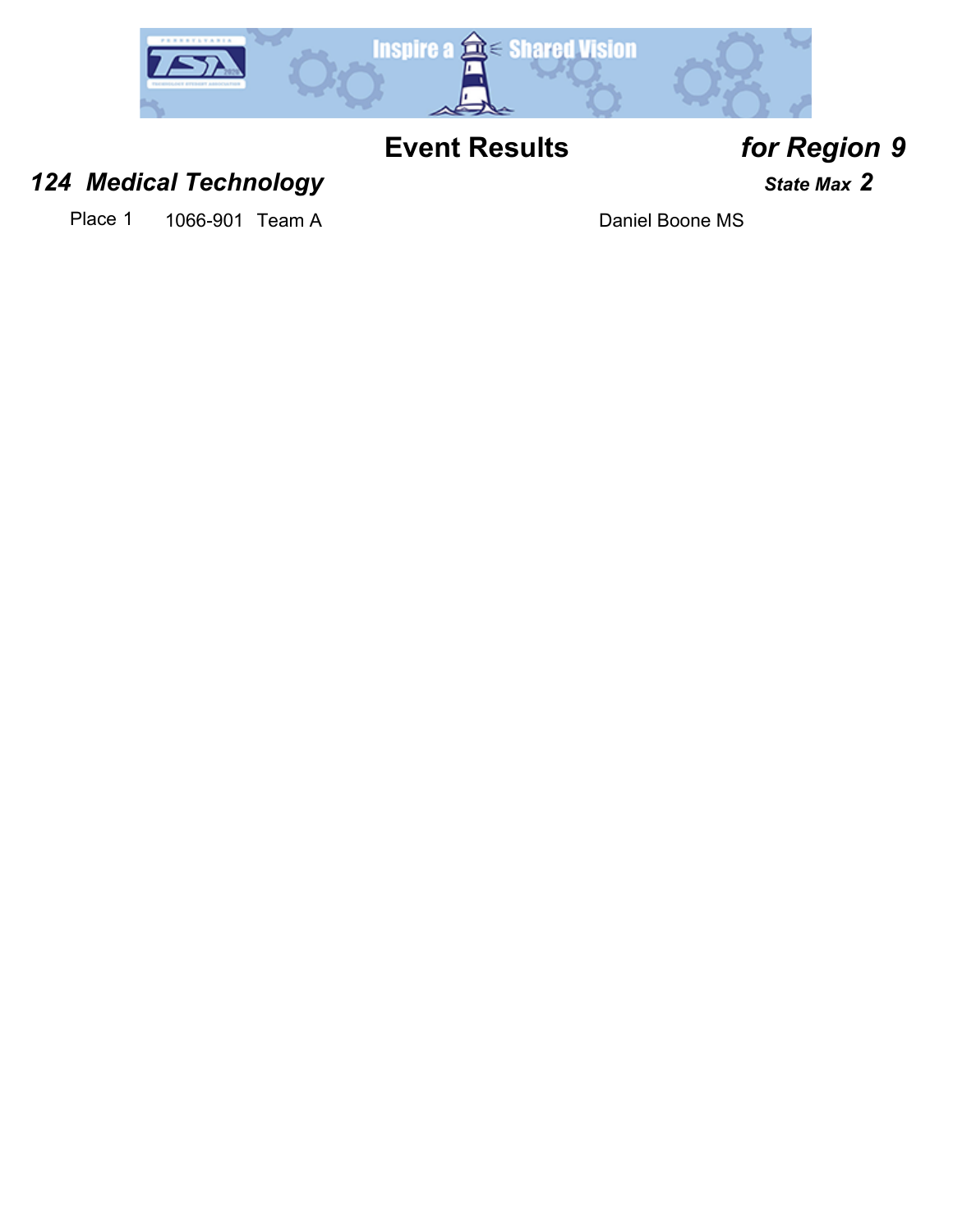# Event Results *for Region 9*

## *124 Medical Technology*

***State Max 2***

| Place | ID | Team | School |
|---|---|---|---|
| Place 1 | 1066-901 | Team A | Daniel Boone MS |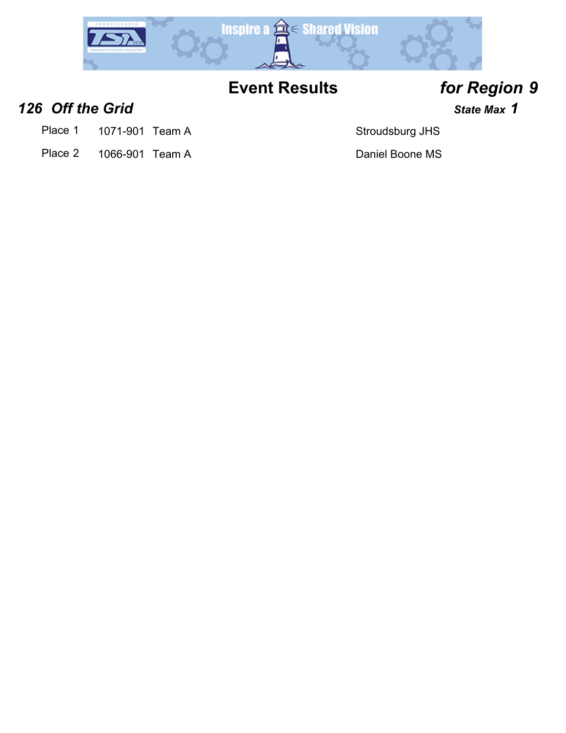# Event Results

## *for Region 9*

### *126 Off the Grid*

***State Max 1***

| Place | ID | Team | School |
|---|---|---|---|
| Place 1 | 1071-901 | Team A | Stroudsburg JHS |
| Place 2 | 1066-901 | Team A | Daniel Boone MS |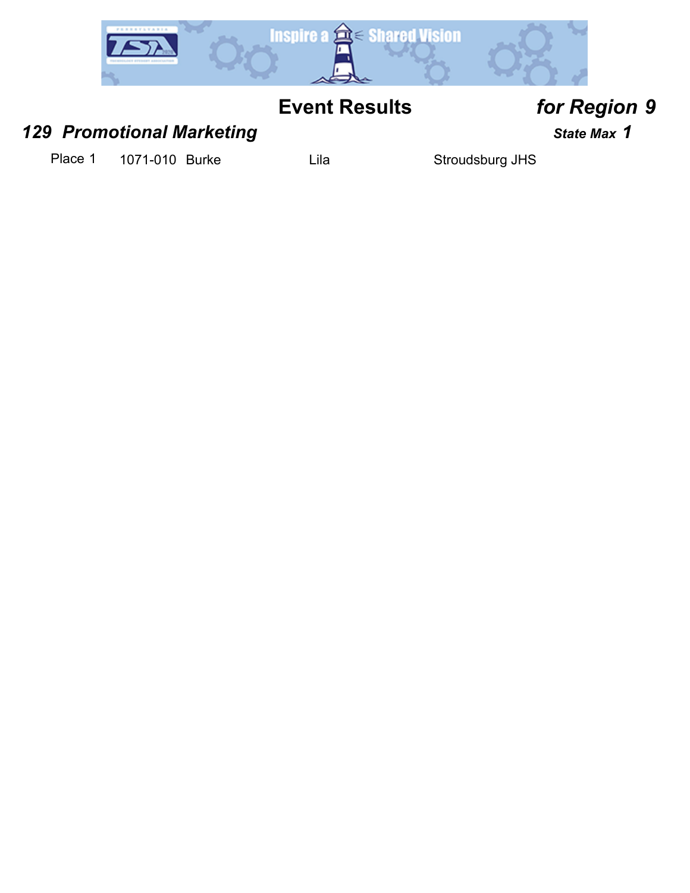## Event Results *for Region 9*

### *129 Promotional Marketing* *State Max 1*

| Place | ID | Last Name | First Name | School |
|---|---|---|---|---|
| Place 1 | 1071-010 | Burke | Lila | Stroudsburg JHS |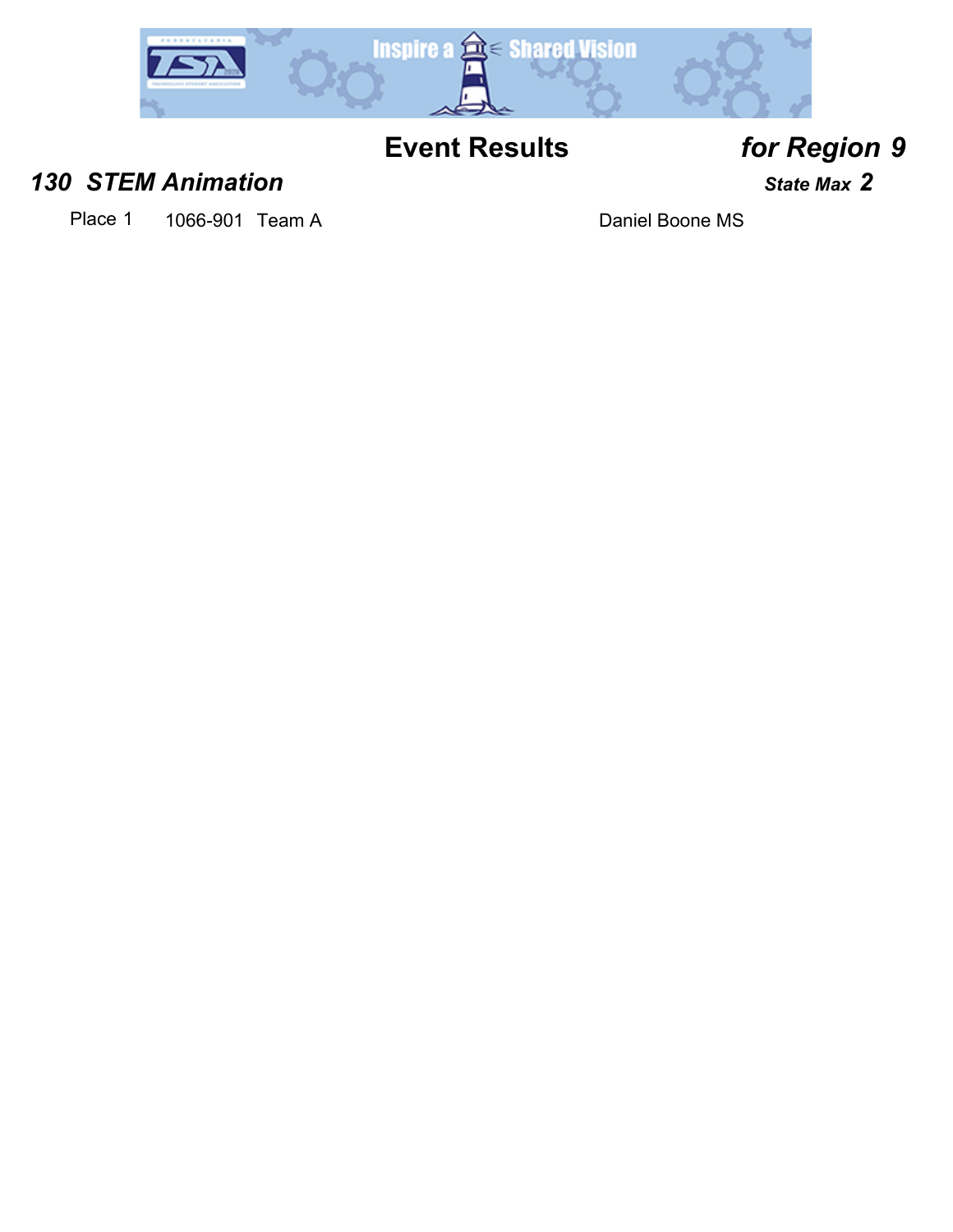# Event Results *for Region 9*

## *130 STEM Animation*

***State Max 2***

| Place | ID | Team | School |
|---|---|---|---|
| Place 1 | 1066-901 | Team A | Daniel Boone MS |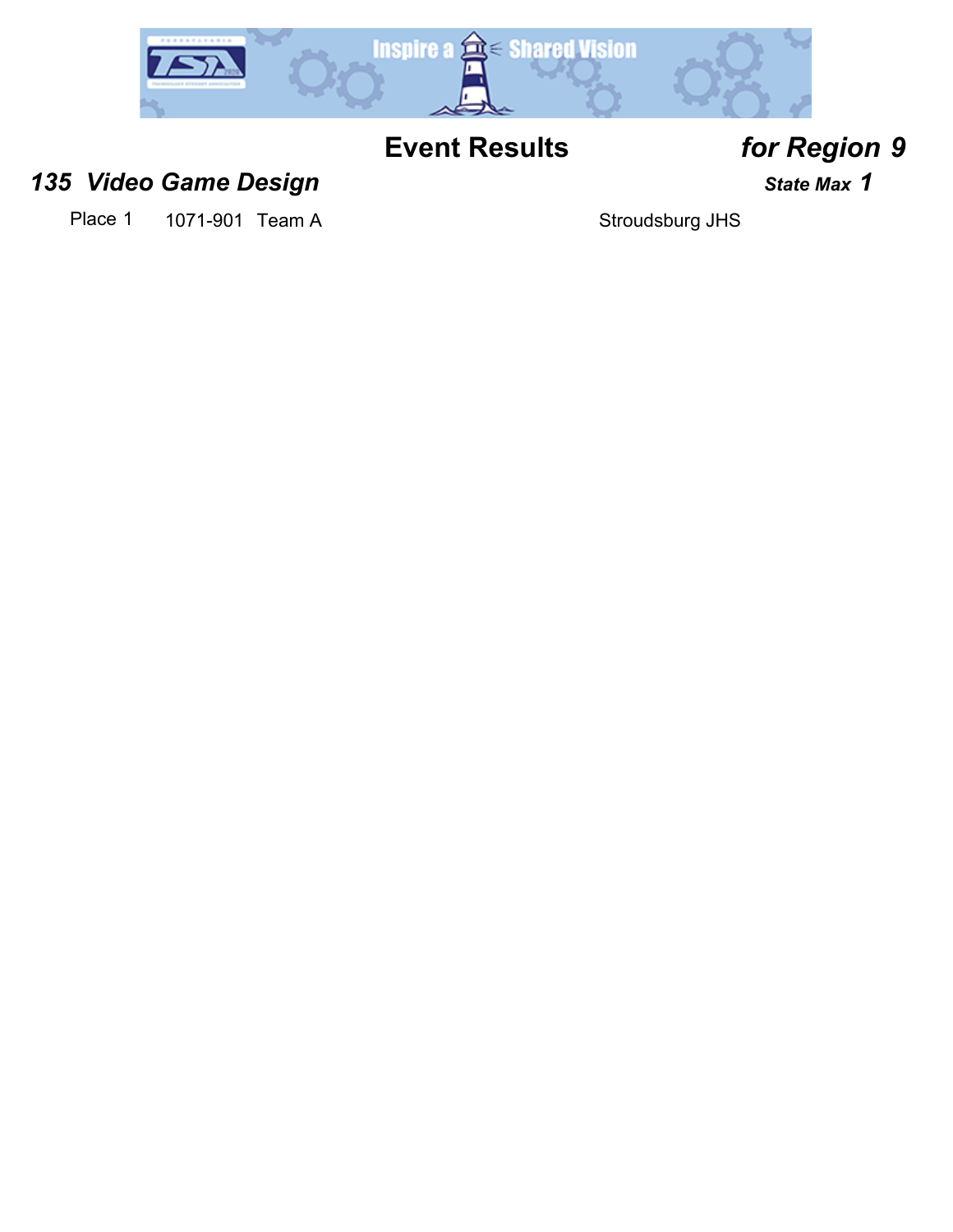# Event Results *for Region 9*

## *135 Video Game Design* 

***State Max 1***

| Place | Number | Team | School |
|---|---|---|---|
| Place 1 | 1071-901 | Team A | Stroudsburg JHS |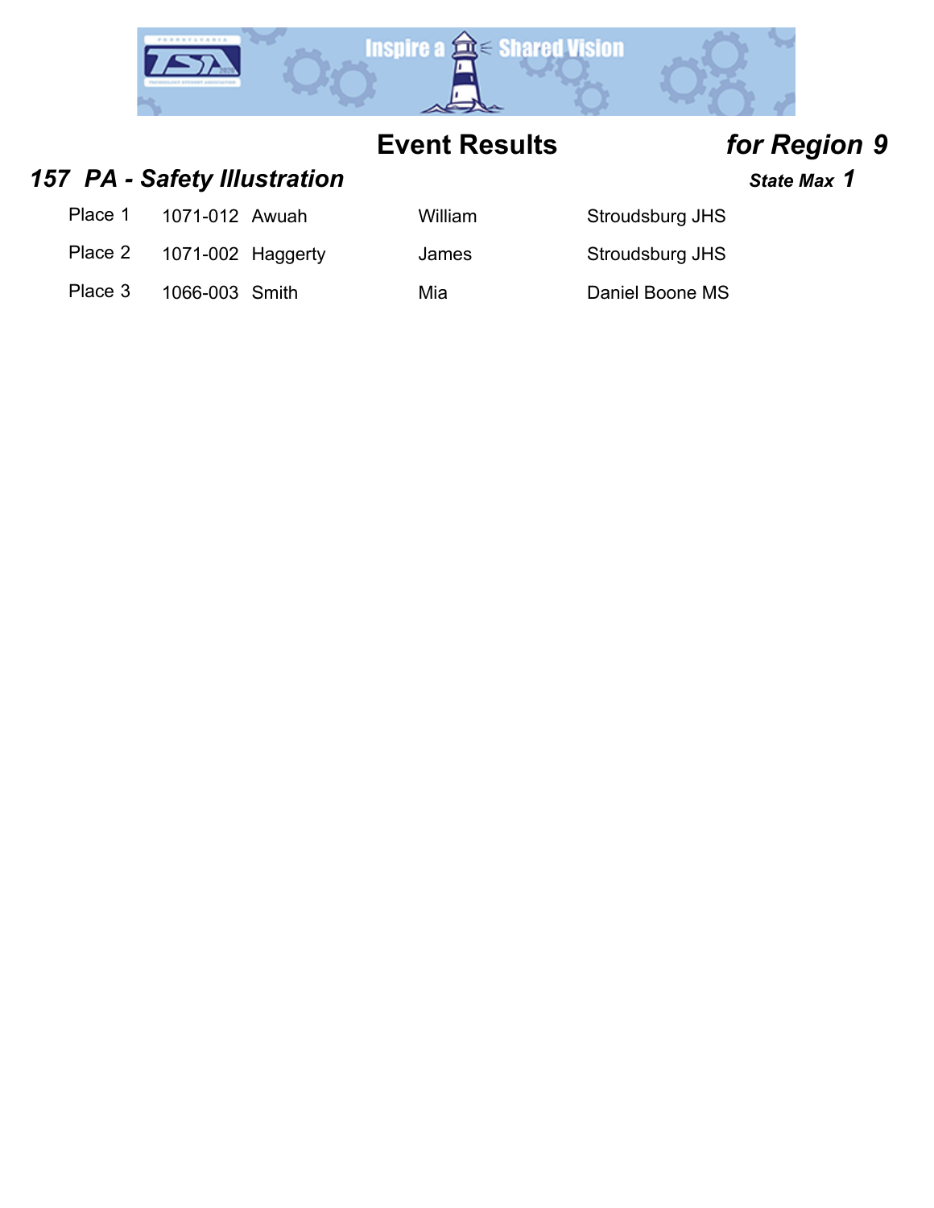## Event Results *for Region 9*

### *157 PA - Safety Illustration*

***State Max 1***

| Place | ID | Last Name | First Name | School |
|---|---|---|---|---|
| Place 1 | 1071-012 | Awuah | William | Stroudsburg JHS |
| Place 2 | 1071-002 | Haggerty | James | Stroudsburg JHS |
| Place 3 | 1066-003 | Smith | Mia | Daniel Boone MS |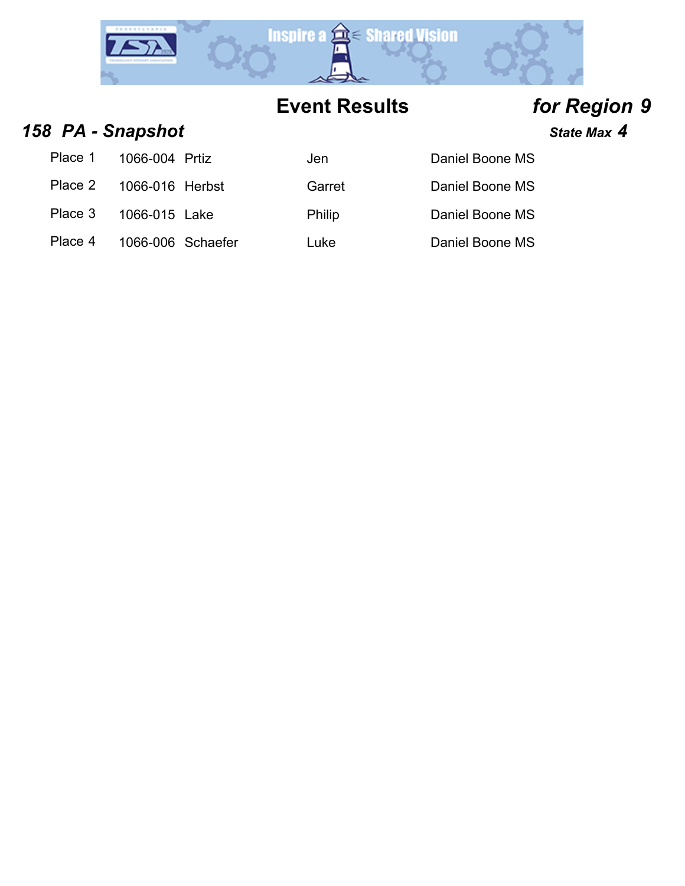# Event Results

***for Region 9***

## *158 PA - Snapshot*

***State Max 4***

| | | | | |
|---|---|---|---|---|
| Place 1 | 1066-004 | Prtiz | Jen | Daniel Boone MS |
| Place 2 | 1066-016 | Herbst | Garret | Daniel Boone MS |
| Place 3 | 1066-015 | Lake | Philip | Daniel Boone MS |
| Place 4 | 1066-006 | Schaefer | Luke | Daniel Boone MS |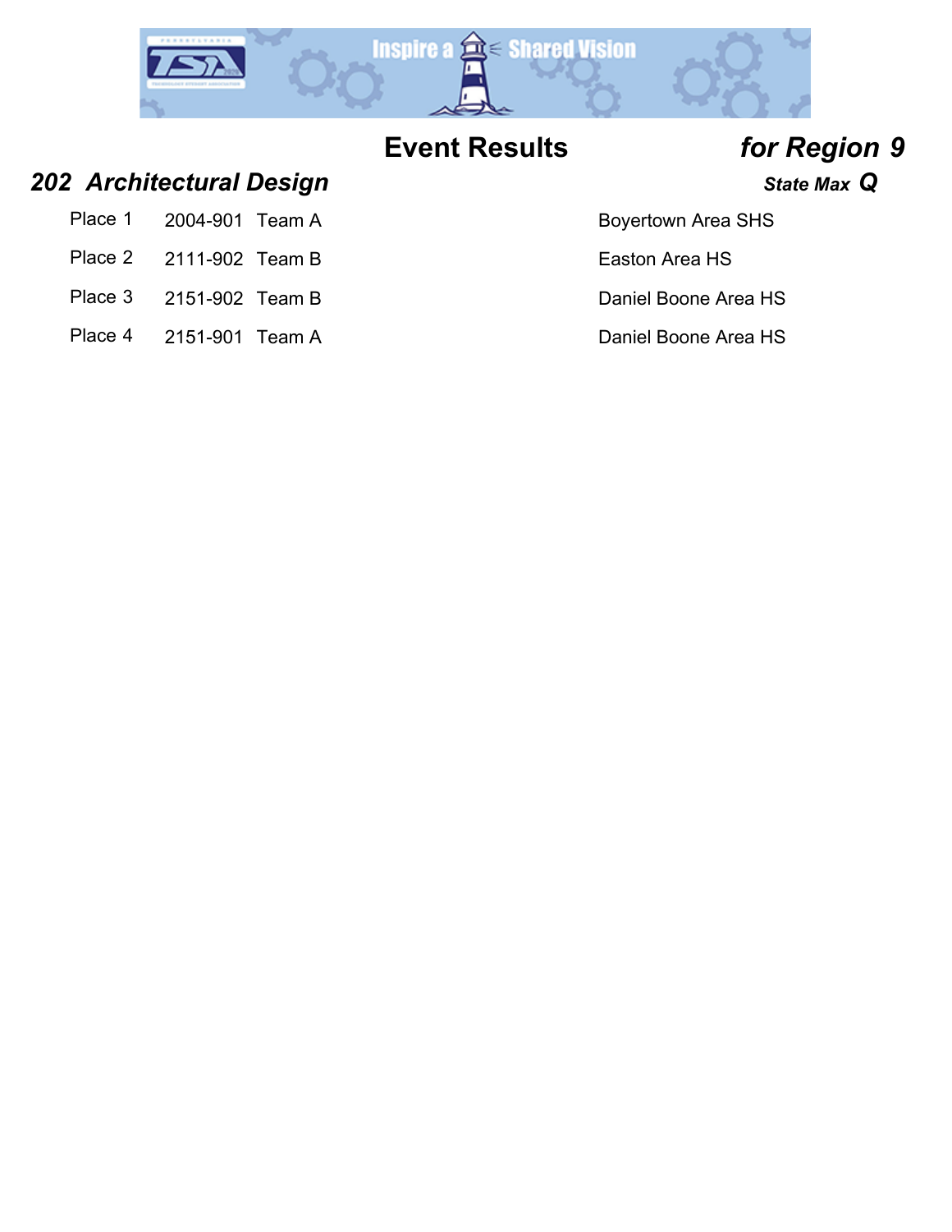# Event Results *for Region 9*

## *202 Architectural Design*

***State Max Q***

| Place | ID | Team | School |
|---|---|---|---|
| Place 1 | 2004-901 | Team A | Boyertown Area SHS |
| Place 2 | 2111-902 | Team B | Easton Area HS |
| Place 3 | 2151-902 | Team B | Daniel Boone Area HS |
| Place 4 | 2151-901 | Team A | Daniel Boone Area HS |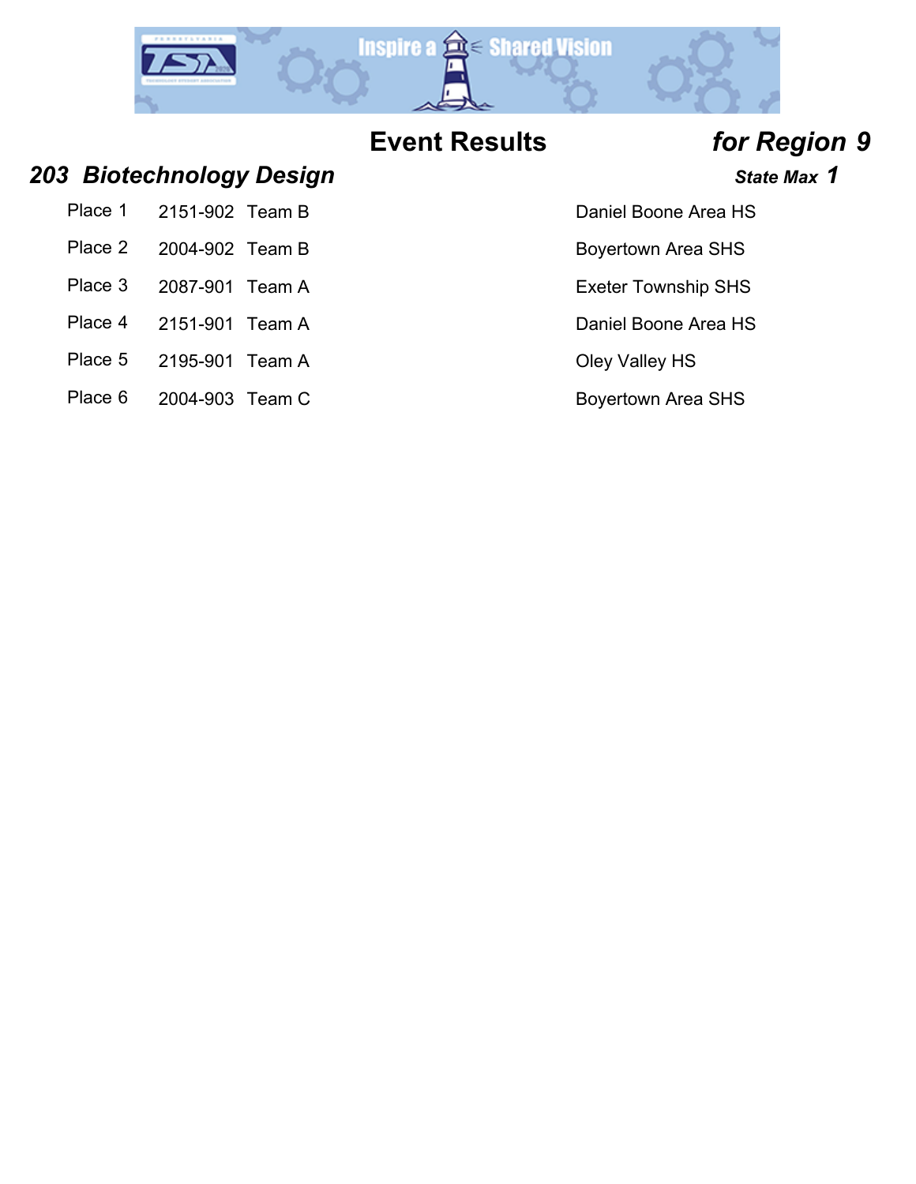# Event Results *for Region 9*

## *203 Biotechnology Design*

***State Max 1***

| Place | ID | Team | School |
|---|---|---|---|
| Place 1 | 2151-902 | Team B | Daniel Boone Area HS |
| Place 2 | 2004-902 | Team B | Boyertown Area SHS |
| Place 3 | 2087-901 | Team A | Exeter Township SHS |
| Place 4 | 2151-901 | Team A | Daniel Boone Area HS |
| Place 5 | 2195-901 | Team A | Oley Valley HS |
| Place 6 | 2004-903 | Team C | Boyertown Area SHS |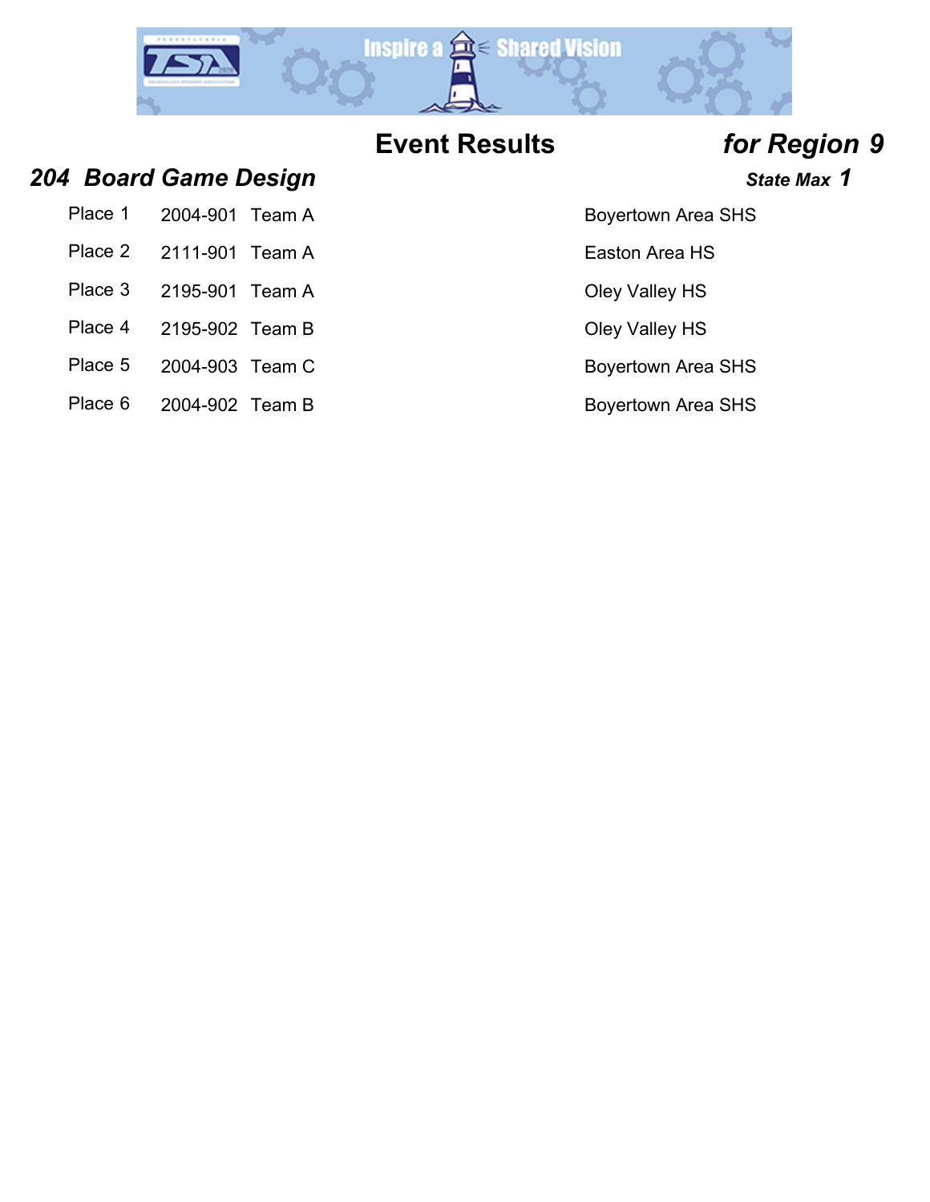# Event Results *for Region 9*

## *204 Board Game Design*

***State Max 1***

| Place | ID | Team | School |
|---|---|---|---|
| Place 1 | 2004-901 | Team A | Boyertown Area SHS |
| Place 2 | 2111-901 | Team A | Easton Area HS |
| Place 3 | 2195-901 | Team A | Oley Valley HS |
| Place 4 | 2195-902 | Team B | Oley Valley HS |
| Place 5 | 2004-903 | Team C | Boyertown Area SHS |
| Place 6 | 2004-902 | Team B | Boyertown Area SHS |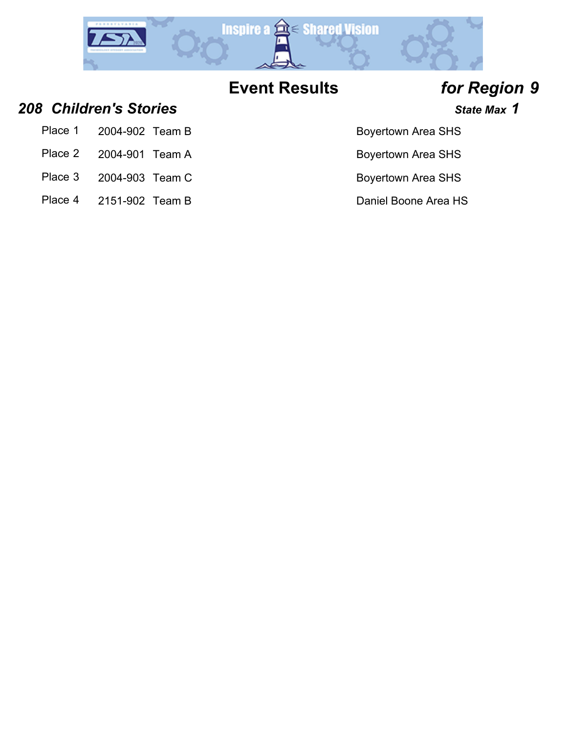# Event Results *for Region 9*

## *208 Children's Stories*

***State Max 1***

| Place | ID | Team | School |
|---|---|---|---|
| Place 1 | 2004-902 | Team B | Boyertown Area SHS |
| Place 2 | 2004-901 | Team A | Boyertown Area SHS |
| Place 3 | 2004-903 | Team C | Boyertown Area SHS |
| Place 4 | 2151-902 | Team B | Daniel Boone Area HS |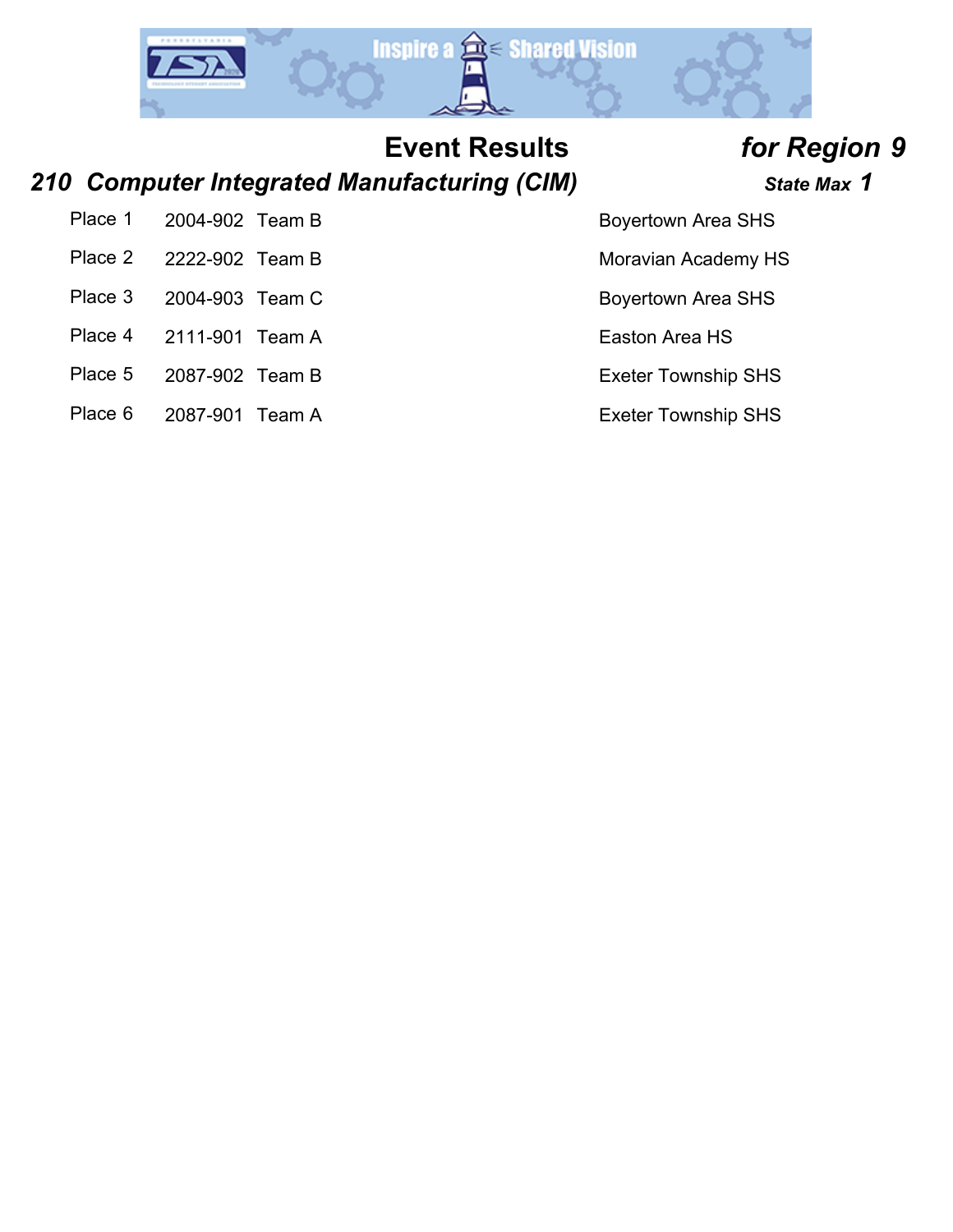# Event Results *for Region 9*

## *210 Computer Integrated Manufacturing (CIM)* ***State Max 1***

| Place | ID | Team | School |
|---|---|---|---|
| Place 1 | 2004-902 | Team B | Boyertown Area SHS |
| Place 2 | 2222-902 | Team B | Moravian Academy HS |
| Place 3 | 2004-903 | Team C | Boyertown Area SHS |
| Place 4 | 2111-901 | Team A | Easton Area HS |
| Place 5 | 2087-902 | Team B | Exeter Township SHS |
| Place 6 | 2087-901 | Team A | Exeter Township SHS |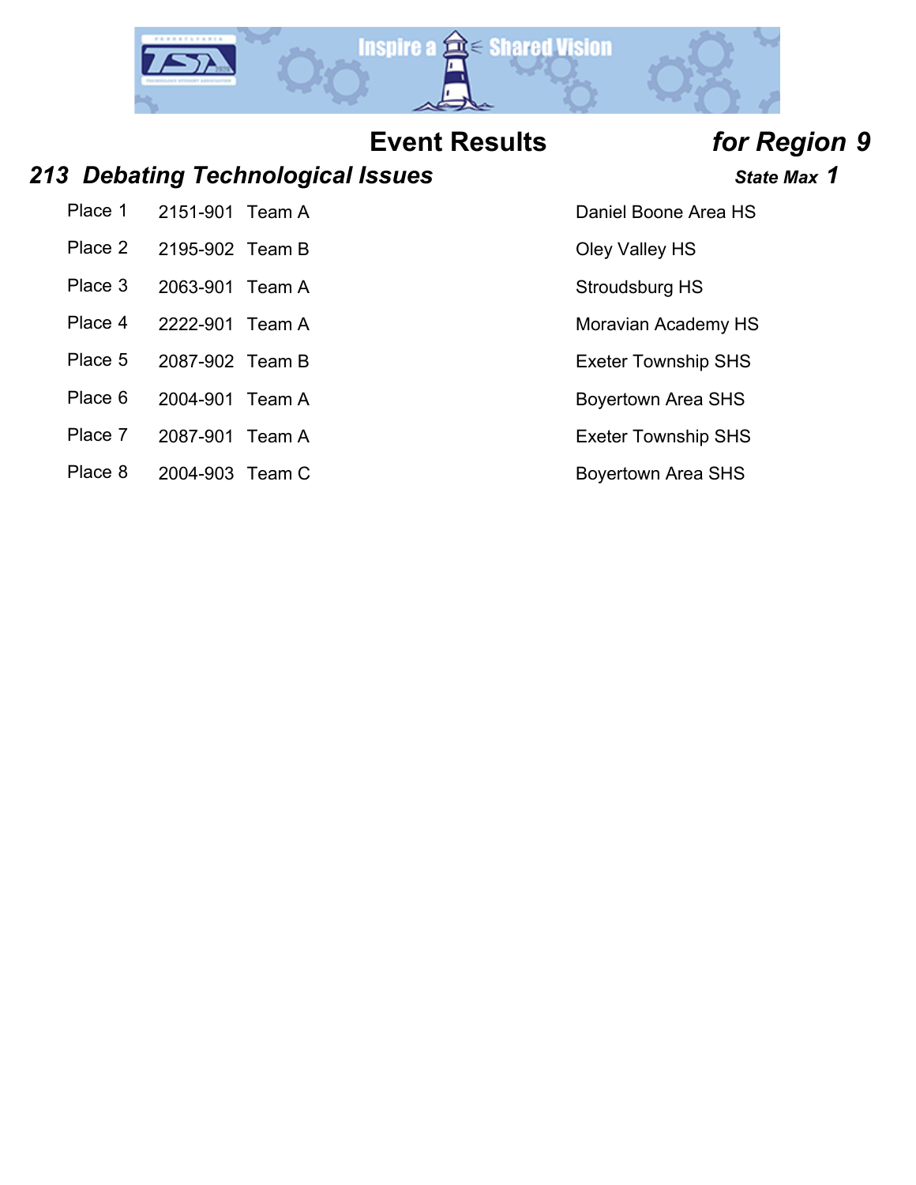# Event Results *for Region 9*

## *213 Debating Technological Issues* 

***State Max 1***

| Place | ID | Team | School |
|---|---|---|---|
| Place 1 | 2151-901 | Team A | Daniel Boone Area HS |
| Place 2 | 2195-902 | Team B | Oley Valley HS |
| Place 3 | 2063-901 | Team A | Stroudsburg HS |
| Place 4 | 2222-901 | Team A | Moravian Academy HS |
| Place 5 | 2087-902 | Team B | Exeter Township SHS |
| Place 6 | 2004-901 | Team A | Boyertown Area SHS |
| Place 7 | 2087-901 | Team A | Exeter Township SHS |
| Place 8 | 2004-903 | Team C | Boyertown Area SHS |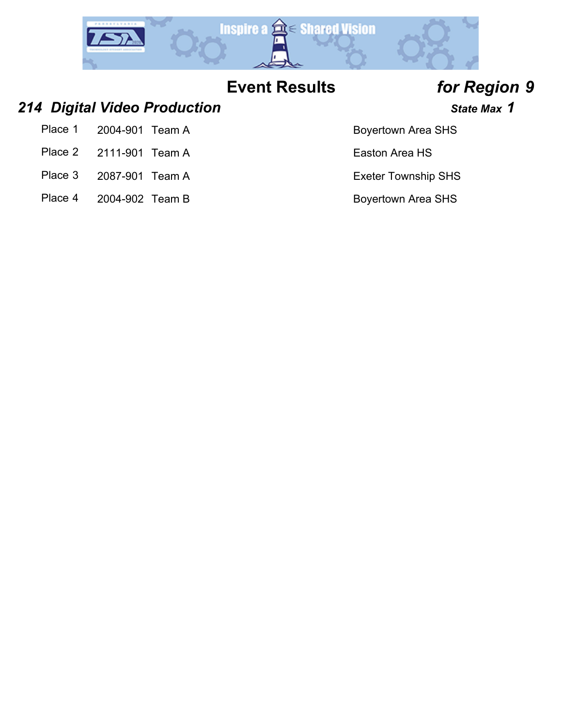## Event Results *for Region 9*

### *214 Digital Video Production* — *State Max 1*

| Place | ID | Team | School |
|---|---|---|---|
| Place 1 | 2004-901 | Team A | Boyertown Area SHS |
| Place 2 | 2111-901 | Team A | Easton Area HS |
| Place 3 | 2087-901 | Team A | Exeter Township SHS |
| Place 4 | 2004-902 | Team B | Boyertown Area SHS |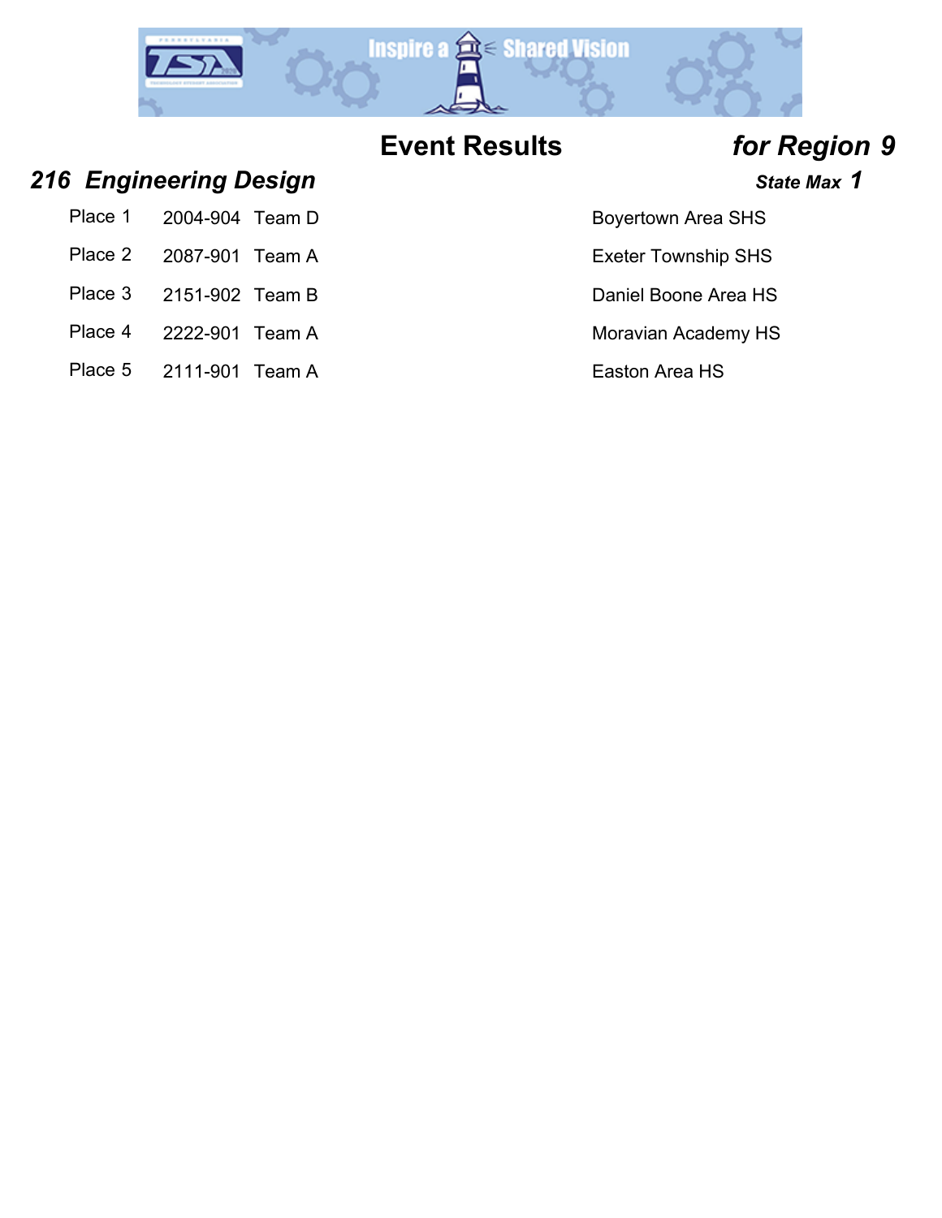# Event Results *for Region 9*

## *216 Engineering Design*

***State Max 1***

| Place | ID | Team | School |
|---|---|---|---|
| Place 1 | 2004-904 | Team D | Boyertown Area SHS |
| Place 2 | 2087-901 | Team A | Exeter Township SHS |
| Place 3 | 2151-902 | Team B | Daniel Boone Area HS |
| Place 4 | 2222-901 | Team A | Moravian Academy HS |
| Place 5 | 2111-901 | Team A | Easton Area HS |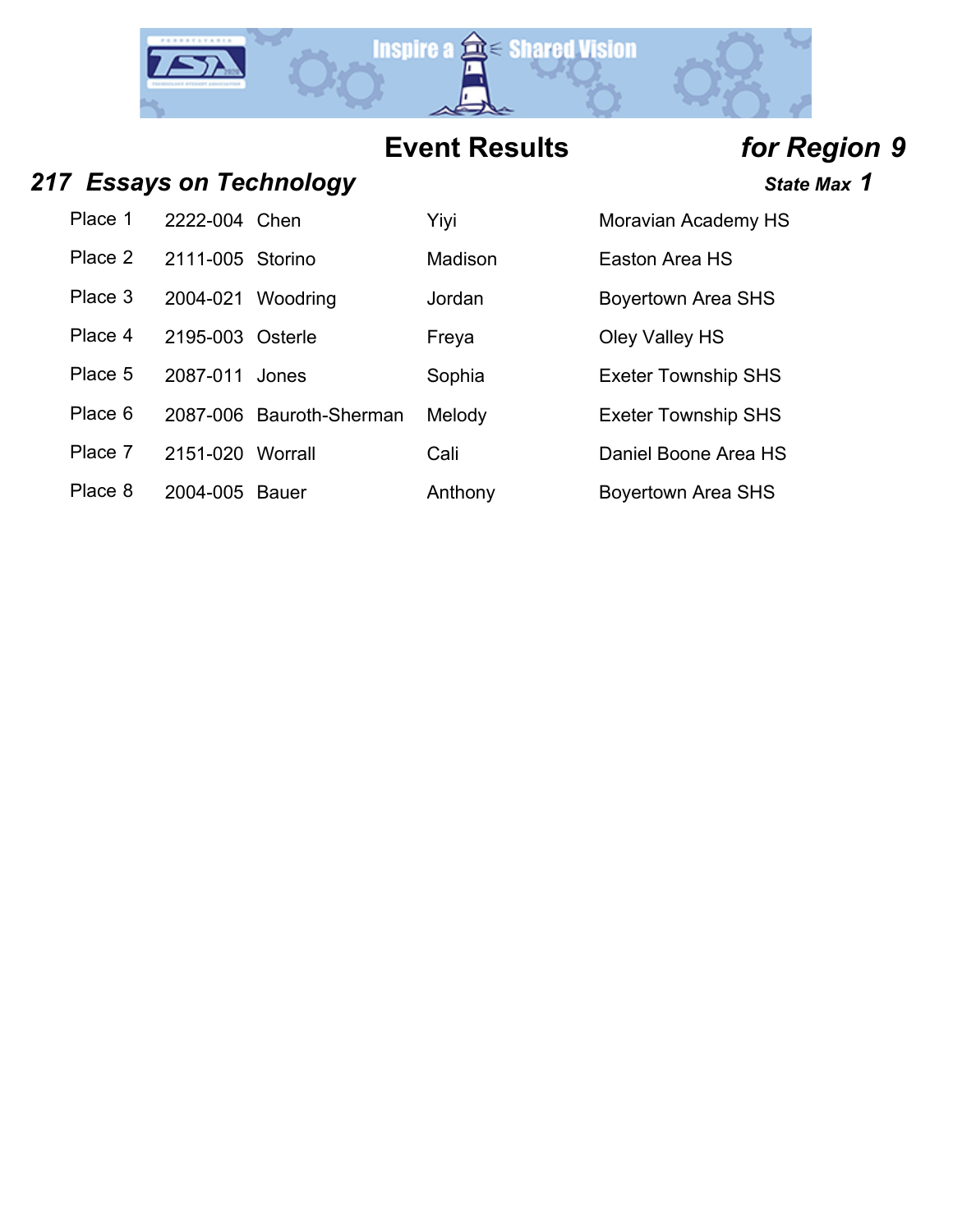## Event Results

### *for Region 9*

### *217 Essays on Technology*

***State Max 1***

| Place | ID | Last Name | First Name | School |
|---|---|---|---|---|
| Place 1 | 2222-004 | Chen | Yiyi | Moravian Academy HS |
| Place 2 | 2111-005 | Storino | Madison | Easton Area HS |
| Place 3 | 2004-021 | Woodring | Jordan | Boyertown Area SHS |
| Place 4 | 2195-003 | Osterle | Freya | Oley Valley HS |
| Place 5 | 2087-011 | Jones | Sophia | Exeter Township SHS |
| Place 6 | 2087-006 | Bauroth-Sherman | Melody | Exeter Township SHS |
| Place 7 | 2151-020 | Worrall | Cali | Daniel Boone Area HS |
| Place 8 | 2004-005 | Bauer | Anthony | Boyertown Area SHS |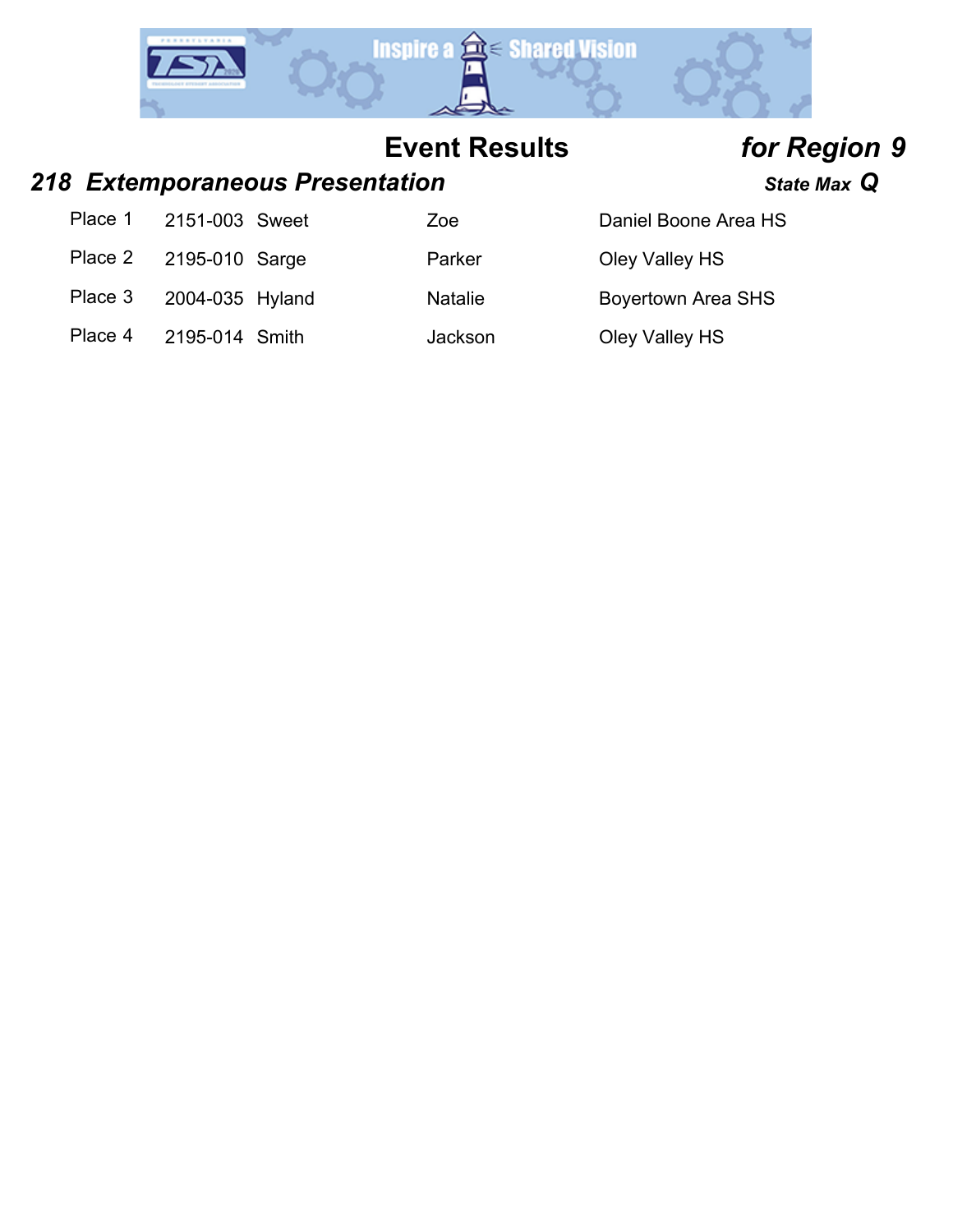## Event Results *for Region 9*

### *218 Extemporaneous Presentation* — *State Max Q*

| Place | ID | Last Name | First Name | School |
|---|---|---|---|---|
| Place 1 | 2151-003 | Sweet | Zoe | Daniel Boone Area HS |
| Place 2 | 2195-010 | Sarge | Parker | Oley Valley HS |
| Place 3 | 2004-035 | Hyland | Natalie | Boyertown Area SHS |
| Place 4 | 2195-014 | Smith | Jackson | Oley Valley HS |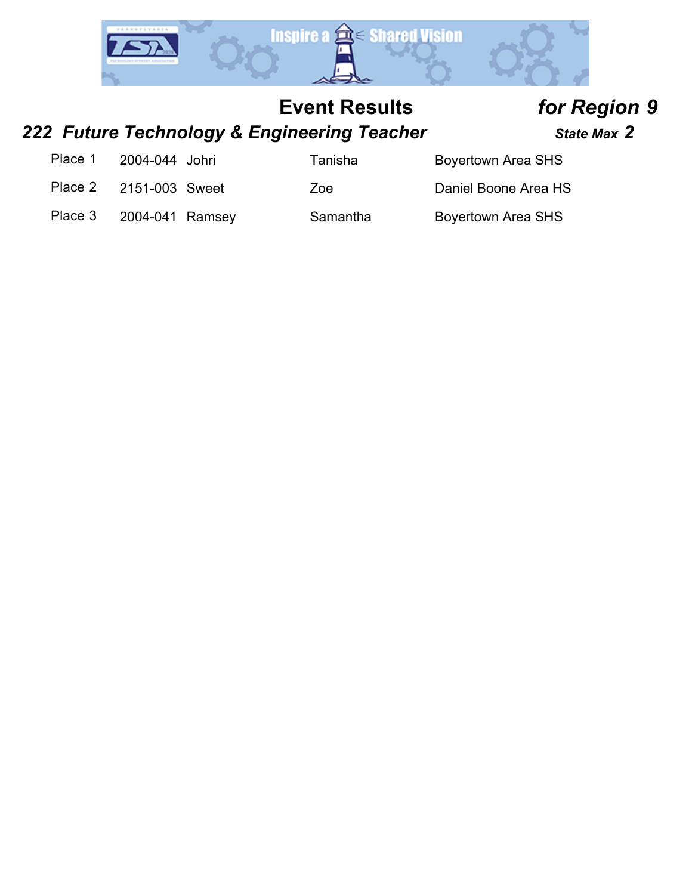# Event Results *for Region 9*

## *222 Future Technology & Engineering Teacher* — *State Max 2*

| Place | ID | Last Name | First Name | School |
|---|---|---|---|---|
| Place 1 | 2004-044 | Johri | Tanisha | Boyertown Area SHS |
| Place 2 | 2151-003 | Sweet | Zoe | Daniel Boone Area HS |
| Place 3 | 2004-041 | Ramsey | Samantha | Boyertown Area SHS |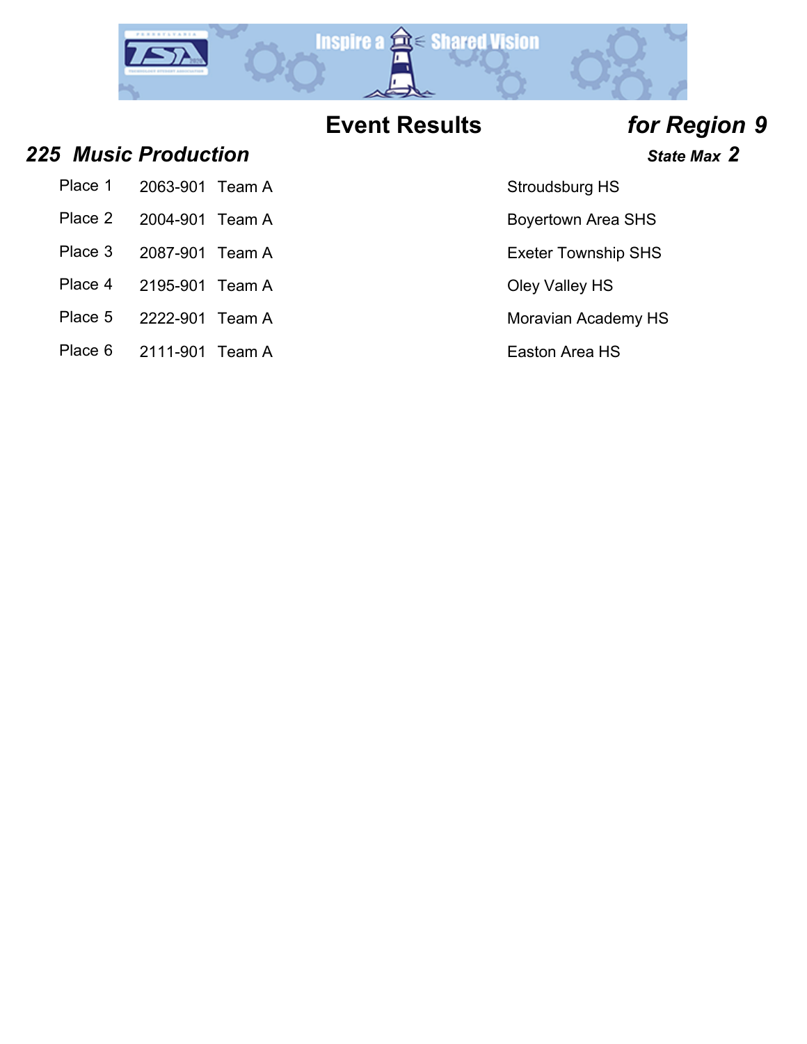# Event Results *for Region 9*

## *225 Music Production*

***State Max 2***

| Place | ID | Team | School |
|---|---|---|---|
| Place 1 | 2063-901 | Team A | Stroudsburg HS |
| Place 2 | 2004-901 | Team A | Boyertown Area SHS |
| Place 3 | 2087-901 | Team A | Exeter Township SHS |
| Place 4 | 2195-901 | Team A | Oley Valley HS |
| Place 5 | 2222-901 | Team A | Moravian Academy HS |
| Place 6 | 2111-901 | Team A | Easton Area HS |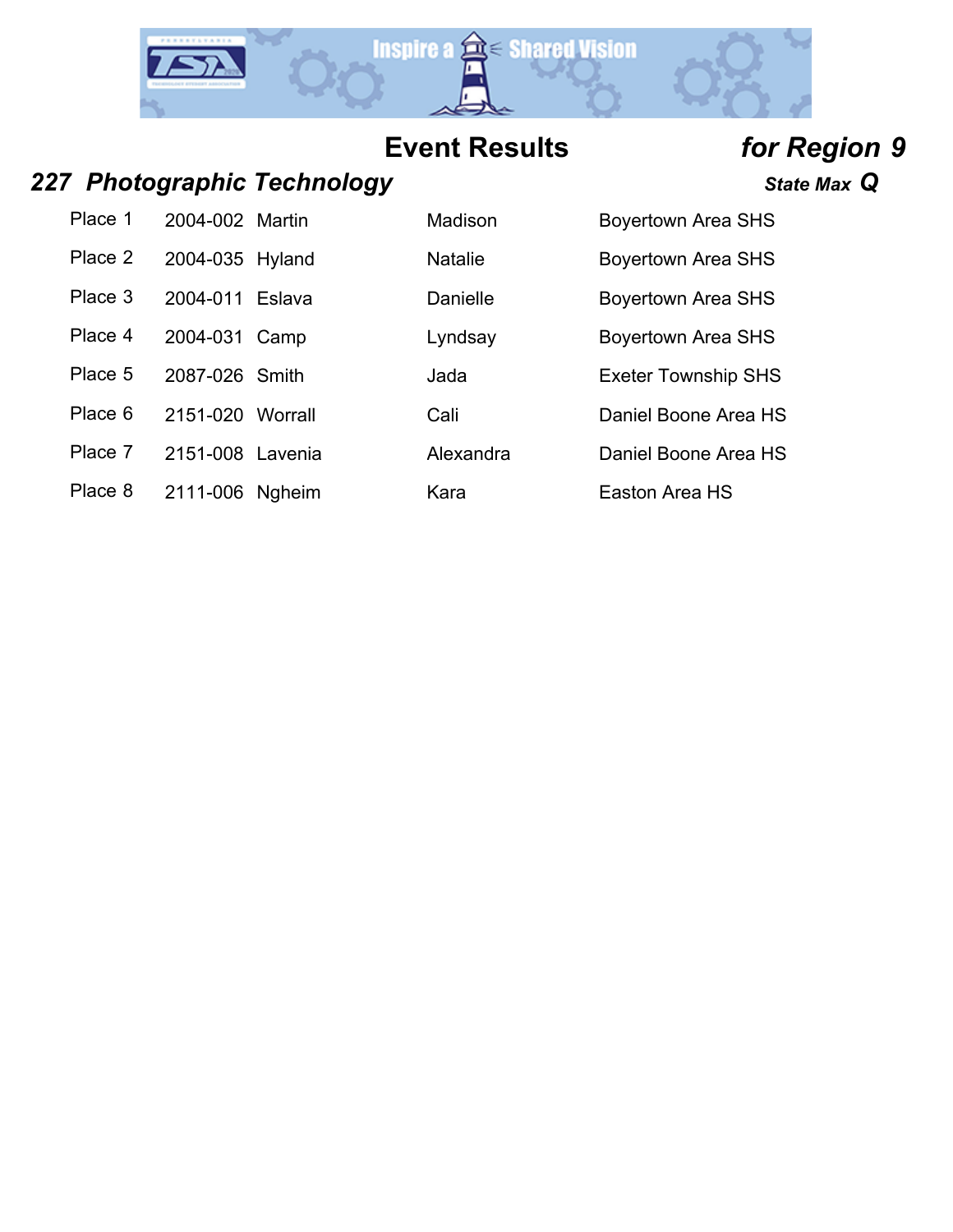## Event Results *for Region 9*

### *227 Photographic Technology*

*State Max* ***Q***

| Place | ID | Last Name | First Name | School |
|---|---|---|---|---|
| Place 1 | 2004-002 | Martin | Madison | Boyertown Area SHS |
| Place 2 | 2004-035 | Hyland | Natalie | Boyertown Area SHS |
| Place 3 | 2004-011 | Eslava | Danielle | Boyertown Area SHS |
| Place 4 | 2004-031 | Camp | Lyndsay | Boyertown Area SHS |
| Place 5 | 2087-026 | Smith | Jada | Exeter Township SHS |
| Place 6 | 2151-020 | Worrall | Cali | Daniel Boone Area HS |
| Place 7 | 2151-008 | Lavenia | Alexandra | Daniel Boone Area HS |
| Place 8 | 2111-006 | Ngheim | Kara | Easton Area HS |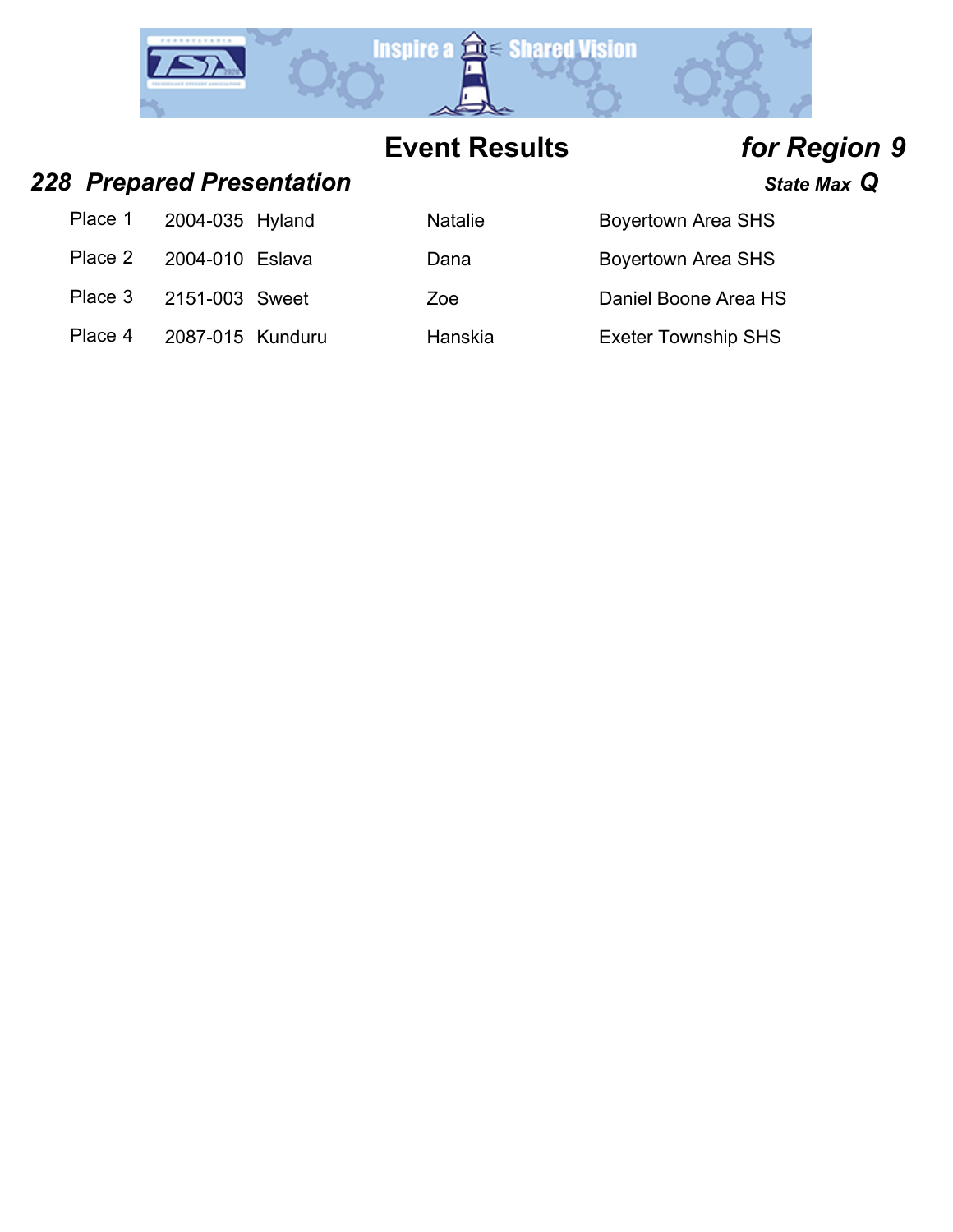# Event Results *for Region 9*

## *228 Prepared Presentation*

***State Max Q***

| Place | ID | Last Name | First Name | School |
|---|---|---|---|---|
| Place 1 | 2004-035 | Hyland | Natalie | Boyertown Area SHS |
| Place 2 | 2004-010 | Eslava | Dana | Boyertown Area SHS |
| Place 3 | 2151-003 | Sweet | Zoe | Daniel Boone Area HS |
| Place 4 | 2087-015 | Kunduru | Hanskia | Exeter Township SHS |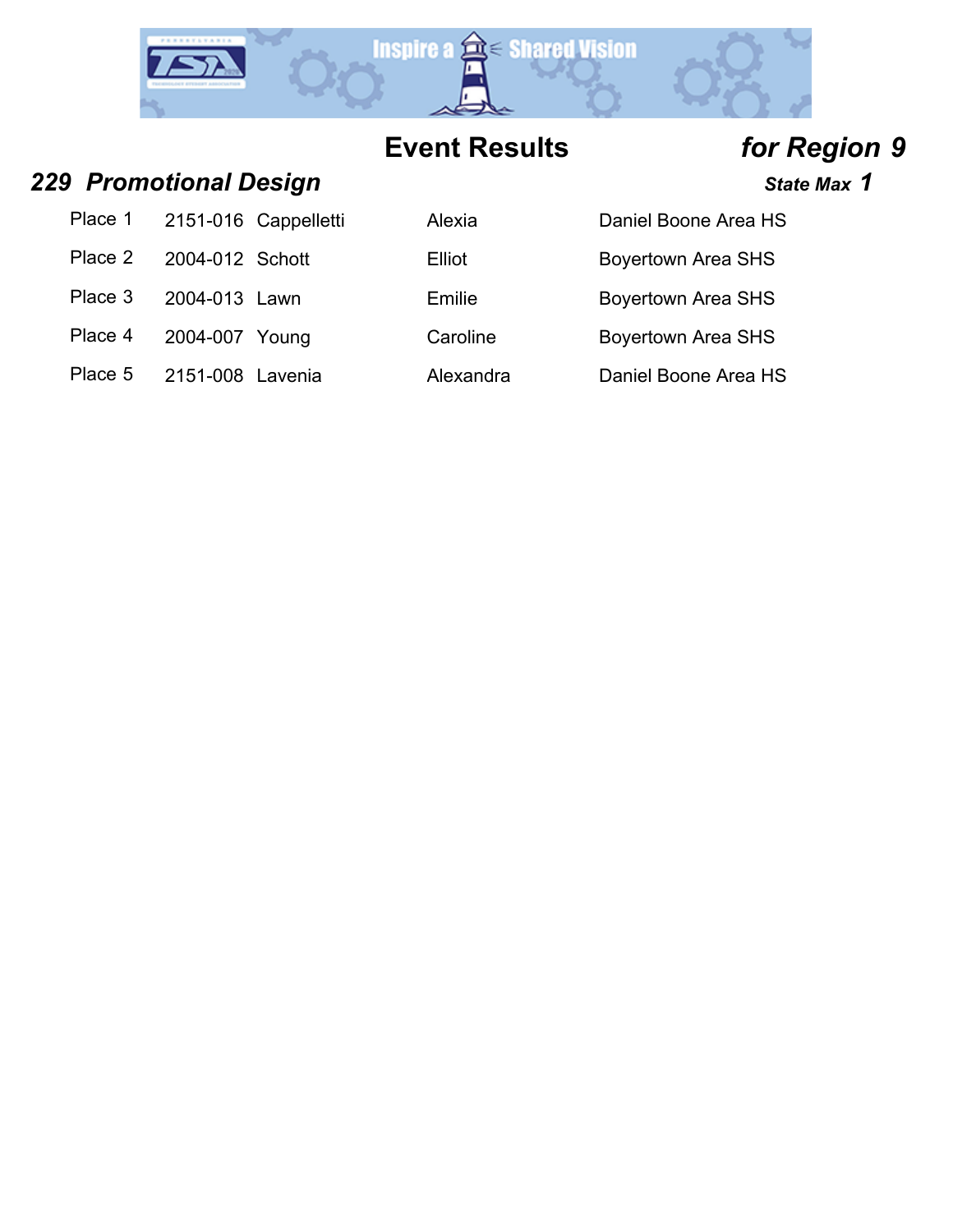# Event Results *for Region 9*

## *229 Promotional Design*

***State Max 1***

| Place | ID | Last Name | First Name | School |
|---|---|---|---|---|
| Place 1 | 2151-016 | Cappelletti | Alexia | Daniel Boone Area HS |
| Place 2 | 2004-012 | Schott | Elliot | Boyertown Area SHS |
| Place 3 | 2004-013 | Lawn | Emilie | Boyertown Area SHS |
| Place 4 | 2004-007 | Young | Caroline | Boyertown Area SHS |
| Place 5 | 2151-008 | Lavenia | Alexandra | Daniel Boone Area HS |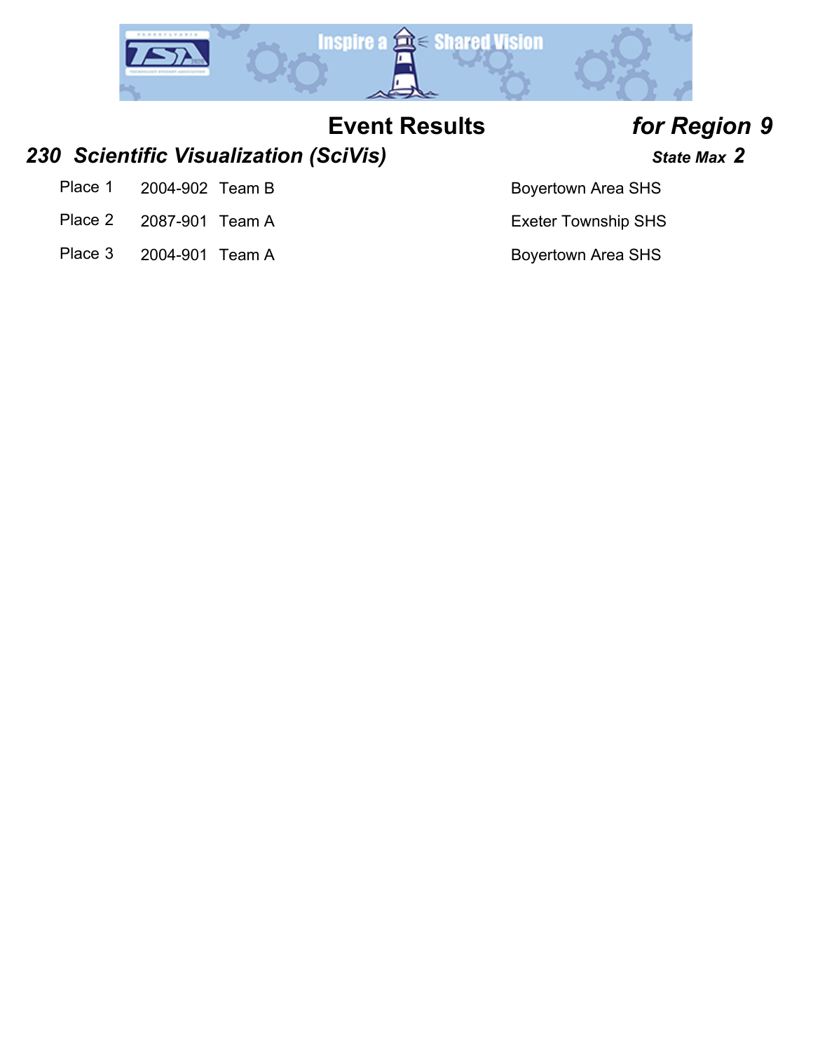# Event Results *for Region 9*

## *230 Scientific Visualization (SciVis)* *State Max 2*

| Place | ID | Team | School |
|---|---|---|---|
| Place 1 | 2004-902 | Team B | Boyertown Area SHS |
| Place 2 | 2087-901 | Team A | Exeter Township SHS |
| Place 3 | 2004-901 | Team A | Boyertown Area SHS |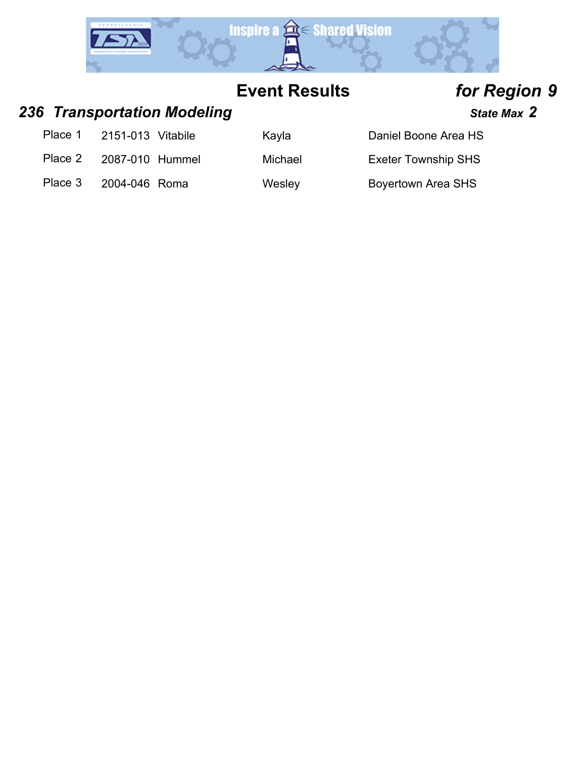## Event Results *for Region 9*

### *236 Transportation Modeling* *State Max 2*

| | | | | |
|---|---|---|---|---|
| Place 1 | 2151-013 | Vitabile | Kayla | Daniel Boone Area HS |
| Place 2 | 2087-010 | Hummel | Michael | Exeter Township SHS |
| Place 3 | 2004-046 | Roma | Wesley | Boyertown Area SHS |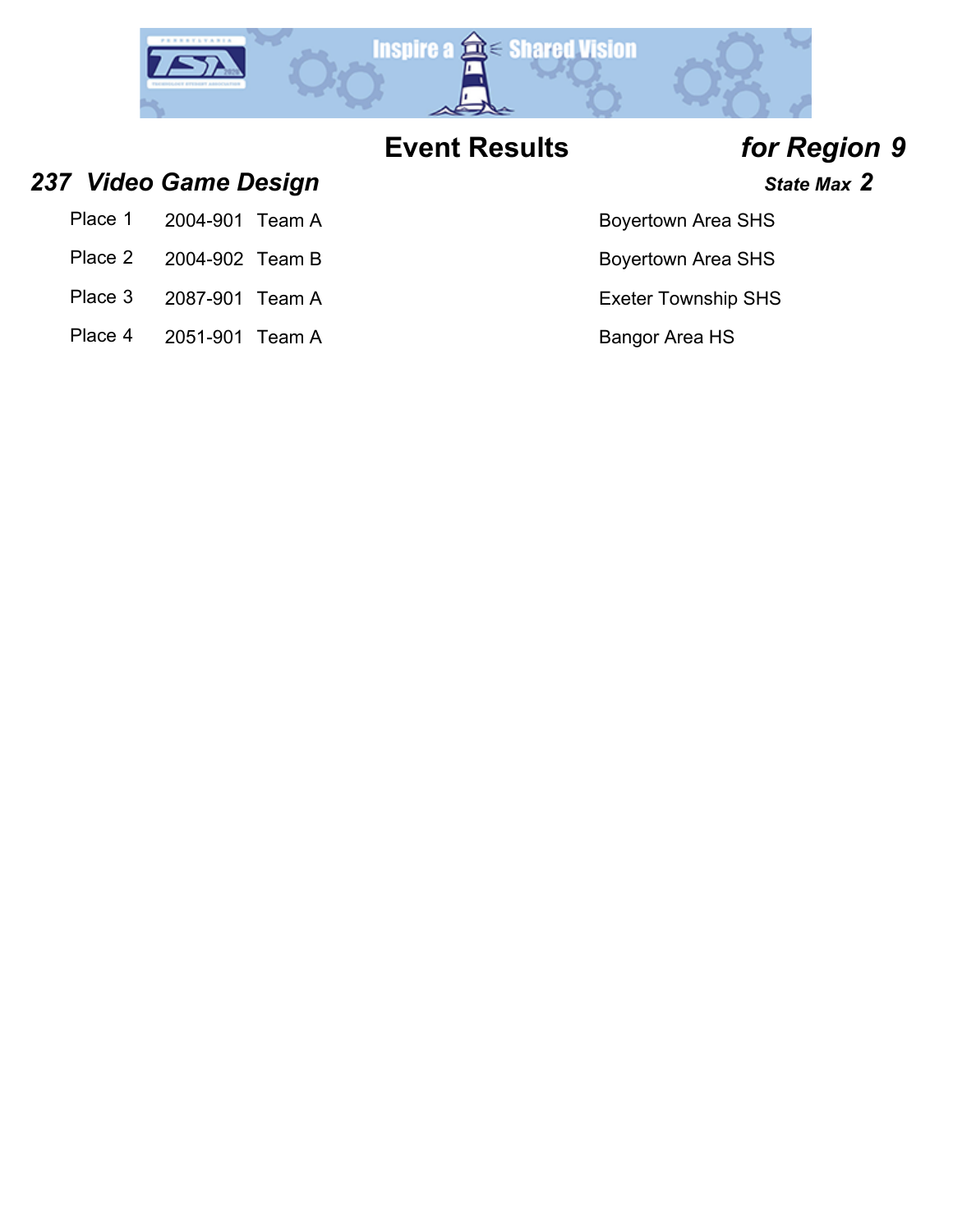# Event Results *for Region 9*

## *237 Video Game Design*

***State Max 2***

| Place | ID | Team | School |
|---|---|---|---|
| Place 1 | 2004-901 | Team A | Boyertown Area SHS |
| Place 2 | 2004-902 | Team B | Boyertown Area SHS |
| Place 3 | 2087-901 | Team A | Exeter Township SHS |
| Place 4 | 2051-901 | Team A | Bangor Area HS |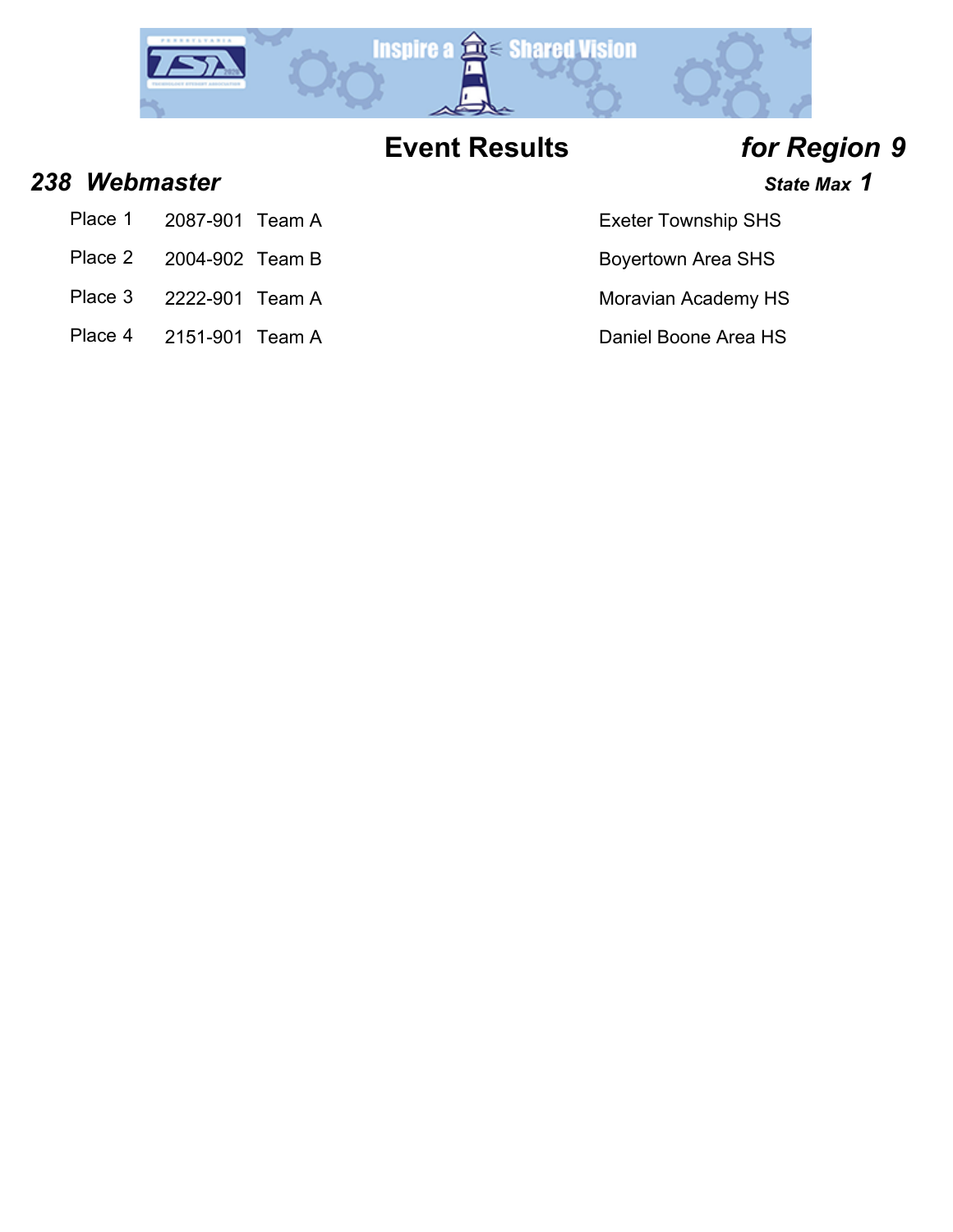# Event Results *for Region 9*

## *238 Webmaster*

***State Max 1***

| Place | ID | Team | School |
|---|---|---|---|
| Place 1 | 2087-901 | Team A | Exeter Township SHS |
| Place 2 | 2004-902 | Team B | Boyertown Area SHS |
| Place 3 | 2222-901 | Team A | Moravian Academy HS |
| Place 4 | 2151-901 | Team A | Daniel Boone Area HS |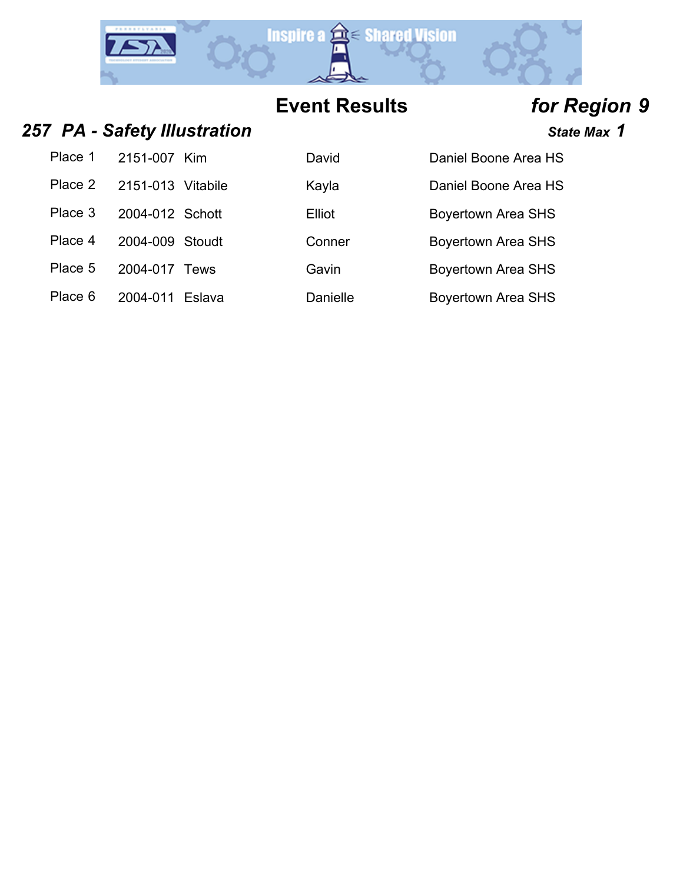# Event Results *for Region 9*

## *257 PA - Safety Illustration*

***State Max 1***

| | | | | |
|---|---|---|---|---|
| Place 1 | 2151-007 | Kim | David | Daniel Boone Area HS |
| Place 2 | 2151-013 | Vitabile | Kayla | Daniel Boone Area HS |
| Place 3 | 2004-012 | Schott | Elliot | Boyertown Area SHS |
| Place 4 | 2004-009 | Stoudt | Conner | Boyertown Area SHS |
| Place 5 | 2004-017 | Tews | Gavin | Boyertown Area SHS |
| Place 6 | 2004-011 | Eslava | Danielle | Boyertown Area SHS |